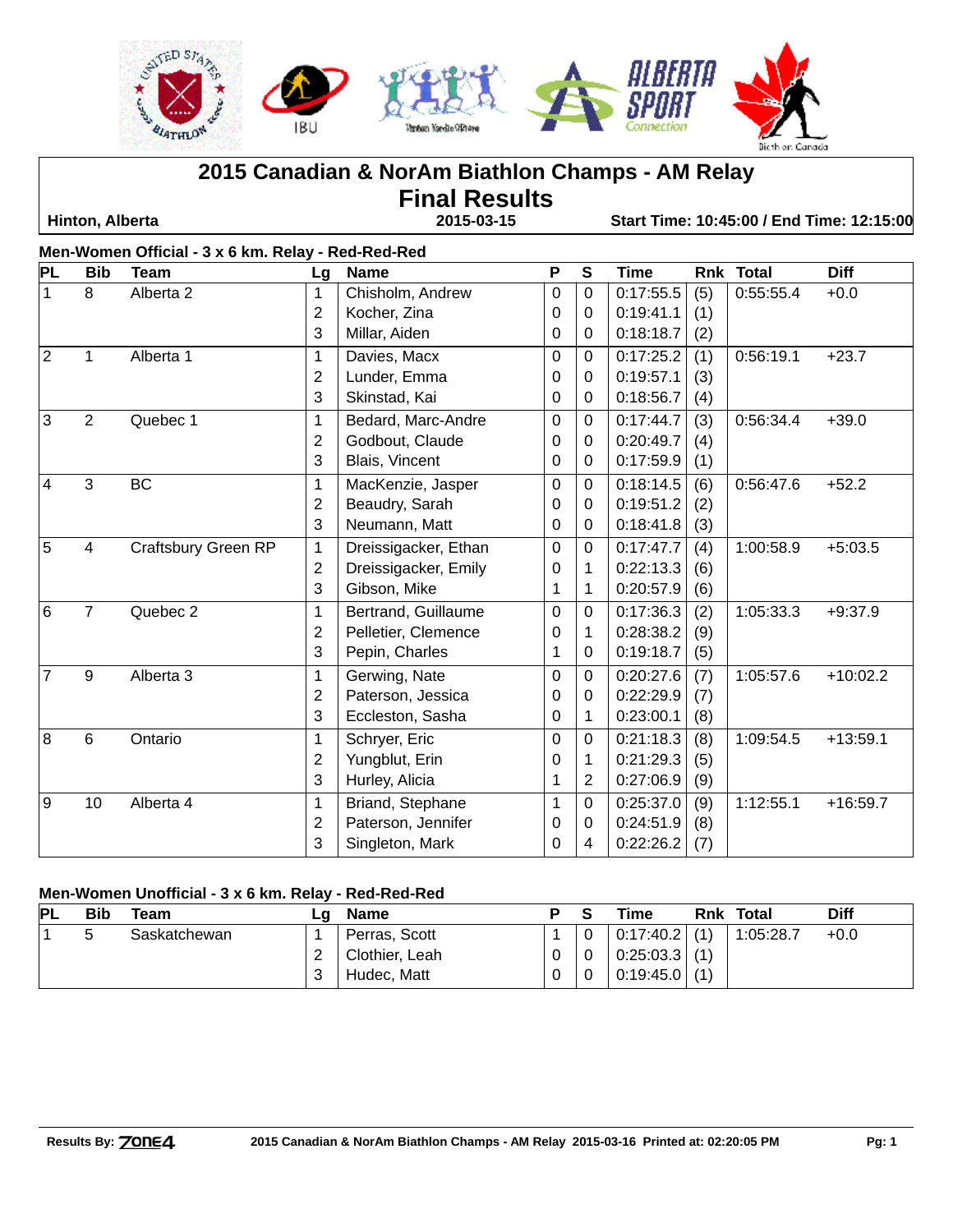# 2015 Canadian & NorAm Biathlon Champs - AM Relay

## Final Results

**Hinton, Alberta** | **2015-03-15** | **Start Time: 10:45:00 / End Time: 12:15:00**

### Men-Women Official - 3 x 6 km. Relay - Red-Red-Red

| PL | Bib | Team | Lg | Name | P | S | Time | Rnk | Total | Diff |
|---|---|---|---|---|---|---|---|---|---|---|
| 1 | 8 | Alberta 2 | 1 | Chisholm, Andrew | 0 | 0 | 0:17:55.5 | (5) | 0:55:55.4 | +0.0 |
| | | | 2 | Kocher, Zina | 0 | 0 | 0:19:41.1 | (1) | | |
| | | | 3 | Millar, Aiden | 0 | 0 | 0:18:18.7 | (2) | | |
| 2 | 1 | Alberta 1 | 1 | Davies, Macx | 0 | 0 | 0:17:25.2 | (1) | 0:56:19.1 | +23.7 |
| | | | 2 | Lunder, Emma | 0 | 0 | 0:19:57.1 | (3) | | |
| | | | 3 | Skinstad, Kai | 0 | 0 | 0:18:56.7 | (4) | | |
| 3 | 2 | Quebec 1 | 1 | Bedard, Marc-Andre | 0 | 0 | 0:17:44.7 | (3) | 0:56:34.4 | +39.0 |
| | | | 2 | Godbout, Claude | 0 | 0 | 0:20:49.7 | (4) | | |
| | | | 3 | Blais, Vincent | 0 | 0 | 0:17:59.9 | (1) | | |
| 4 | 3 | BC | 1 | MacKenzie, Jasper | 0 | 0 | 0:18:14.5 | (6) | 0:56:47.6 | +52.2 |
| | | | 2 | Beaudry, Sarah | 0 | 0 | 0:19:51.2 | (2) | | |
| | | | 3 | Neumann, Matt | 0 | 0 | 0:18:41.8 | (3) | | |
| 5 | 4 | Craftsbury Green RP | 1 | Dreissigacker, Ethan | 0 | 0 | 0:17:47.7 | (4) | 1:00:58.9 | +5:03.5 |
| | | | 2 | Dreissigacker, Emily | 0 | 1 | 0:22:13.3 | (6) | | |
| | | | 3 | Gibson, Mike | 1 | 1 | 0:20:57.9 | (6) | | |
| 6 | 7 | Quebec 2 | 1 | Bertrand, Guillaume | 0 | 0 | 0:17:36.3 | (2) | 1:05:33.3 | +9:37.9 |
| | | | 2 | Pelletier, Clemence | 0 | 1 | 0:28:38.2 | (9) | | |
| | | | 3 | Pepin, Charles | 1 | 0 | 0:19:18.7 | (5) | | |
| 7 | 9 | Alberta 3 | 1 | Gerwing, Nate | 0 | 0 | 0:20:27.6 | (7) | 1:05:57.6 | +10:02.2 |
| | | | 2 | Paterson, Jessica | 0 | 0 | 0:22:29.9 | (7) | | |
| | | | 3 | Eccleston, Sasha | 0 | 1 | 0:23:00.1 | (8) | | |
| 8 | 6 | Ontario | 1 | Schryer, Eric | 0 | 0 | 0:21:18.3 | (8) | 1:09:54.5 | +13:59.1 |
| | | | 2 | Yungblut, Erin | 0 | 1 | 0:21:29.3 | (5) | | |
| | | | 3 | Hurley, Alicia | 1 | 2 | 0:27:06.9 | (9) | | |
| 9 | 10 | Alberta 4 | 1 | Briand, Stephane | 1 | 0 | 0:25:37.0 | (9) | 1:12:55.1 | +16:59.7 |
| | | | 2 | Paterson, Jennifer | 0 | 0 | 0:24:51.9 | (8) | | |
| | | | 3 | Singleton, Mark | 0 | 4 | 0:22:26.2 | (7) | | |

### Men-Women Unofficial - 3 x 6 km. Relay - Red-Red-Red

| PL | Bib | Team | Lg | Name | P | S | Time | Rnk | Total | Diff |
|---|---|---|---|---|---|---|---|---|---|---|
| 1 | 5 | Saskatchewan | 1 | Perras, Scott | 1 | 0 | 0:17:40.2 | (1) | 1:05:28.7 | +0.0 |
| | | | 2 | Clothier, Leah | 0 | 0 | 0:25:03.3 | (1) | | |
| | | | 3 | Hudec, Matt | 0 | 0 | 0:19:45.0 | (1) | | |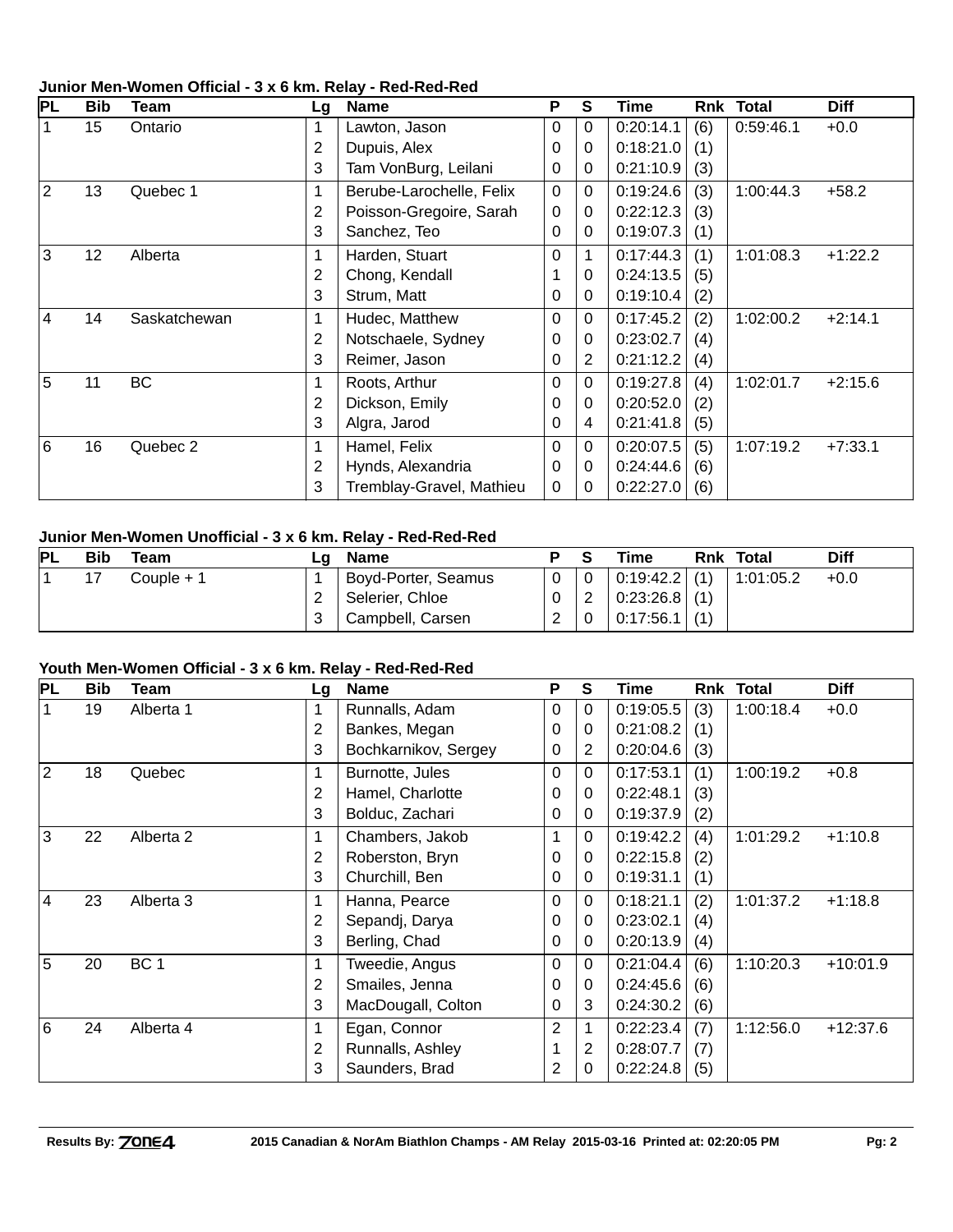**Junior Men-Women Official - 3 x 6 km. Relay - Red-Red-Red**

| PL | Bib | Team | Lg | Name | P | S | Time | Rnk | Total | Diff |
|---|---|---|---|---|---|---|---|---|---|---|
| 1 | 15 | Ontario | 1 | Lawton, Jason | 0 | 0 | 0:20:14.1 | (6) | 0:59:46.1 | +0.0 |
| | | | 2 | Dupuis, Alex | 0 | 0 | 0:18:21.0 | (1) | | |
| | | | 3 | Tam VonBurg, Leilani | 0 | 0 | 0:21:10.9 | (3) | | |
| 2 | 13 | Quebec 1 | 1 | Berube-Larochelle, Felix | 0 | 0 | 0:19:24.6 | (3) | 1:00:44.3 | +58.2 |
| | | | 2 | Poisson-Gregoire, Sarah | 0 | 0 | 0:22:12.3 | (3) | | |
| | | | 3 | Sanchez, Teo | 0 | 0 | 0:19:07.3 | (1) | | |
| 3 | 12 | Alberta | 1 | Harden, Stuart | 0 | 1 | 0:17:44.3 | (1) | 1:01:08.3 | +1:22.2 |
| | | | 2 | Chong, Kendall | 1 | 0 | 0:24:13.5 | (5) | | |
| | | | 3 | Strum, Matt | 0 | 0 | 0:19:10.4 | (2) | | |
| 4 | 14 | Saskatchewan | 1 | Hudec, Matthew | 0 | 0 | 0:17:45.2 | (2) | 1:02:00.2 | +2:14.1 |
| | | | 2 | Notschaele, Sydney | 0 | 0 | 0:23:02.7 | (4) | | |
| | | | 3 | Reimer, Jason | 0 | 2 | 0:21:12.2 | (4) | | |
| 5 | 11 | BC | 1 | Roots, Arthur | 0 | 0 | 0:19:27.8 | (4) | 1:02:01.7 | +2:15.6 |
| | | | 2 | Dickson, Emily | 0 | 0 | 0:20:52.0 | (2) | | |
| | | | 3 | Algra, Jarod | 0 | 4 | 0:21:41.8 | (5) | | |
| 6 | 16 | Quebec 2 | 1 | Hamel, Felix | 0 | 0 | 0:20:07.5 | (5) | 1:07:19.2 | +7:33.1 |
| | | | 2 | Hynds, Alexandria | 0 | 0 | 0:24:44.6 | (6) | | |
| | | | 3 | Tremblay-Gravel, Mathieu | 0 | 0 | 0:22:27.0 | (6) | | |

**Junior Men-Women Unofficial - 3 x 6 km. Relay - Red-Red-Red**

| PL | Bib | Team | Lg | Name | P | S | Time | Rnk | Total | Diff |
|---|---|---|---|---|---|---|---|---|---|---|
| 1 | 17 | Couple + 1 | 1 | Boyd-Porter, Seamus | 0 | 0 | 0:19:42.2 | (1) | 1:01:05.2 | +0.0 |
| | | | 2 | Selerier, Chloe | 0 | 2 | 0:23:26.8 | (1) | | |
| | | | 3 | Campbell, Carsen | 2 | 0 | 0:17:56.1 | (1) | | |

**Youth Men-Women Official - 3 x 6 km. Relay - Red-Red-Red**

| PL | Bib | Team | Lg | Name | P | S | Time | Rnk | Total | Diff |
|---|---|---|---|---|---|---|---|---|---|---|
| 1 | 19 | Alberta 1 | 1 | Runnalls, Adam | 0 | 0 | 0:19:05.5 | (3) | 1:00:18.4 | +0.0 |
| | | | 2 | Bankes, Megan | 0 | 0 | 0:21:08.2 | (1) | | |
| | | | 3 | Bochkarnikov, Sergey | 0 | 2 | 0:20:04.6 | (3) | | |
| 2 | 18 | Quebec | 1 | Burnotte, Jules | 0 | 0 | 0:17:53.1 | (1) | 1:00:19.2 | +0.8 |
| | | | 2 | Hamel, Charlotte | 0 | 0 | 0:22:48.1 | (3) | | |
| | | | 3 | Bolduc, Zachari | 0 | 0 | 0:19:37.9 | (2) | | |
| 3 | 22 | Alberta 2 | 1 | Chambers, Jakob | 1 | 0 | 0:19:42.2 | (4) | 1:01:29.2 | +1:10.8 |
| | | | 2 | Roberston, Bryn | 0 | 0 | 0:22:15.8 | (2) | | |
| | | | 3 | Churchill, Ben | 0 | 0 | 0:19:31.1 | (1) | | |
| 4 | 23 | Alberta 3 | 1 | Hanna, Pearce | 0 | 0 | 0:18:21.1 | (2) | 1:01:37.2 | +1:18.8 |
| | | | 2 | Sepandj, Darya | 0 | 0 | 0:23:02.1 | (4) | | |
| | | | 3 | Berling, Chad | 0 | 0 | 0:20:13.9 | (4) | | |
| 5 | 20 | BC 1 | 1 | Tweedie, Angus | 0 | 0 | 0:21:04.4 | (6) | 1:10:20.3 | +10:01.9 |
| | | | 2 | Smailes, Jenna | 0 | 0 | 0:24:45.6 | (6) | | |
| | | | 3 | MacDougall, Colton | 0 | 3 | 0:24:30.2 | (6) | | |
| 6 | 24 | Alberta 4 | 1 | Egan, Connor | 2 | 1 | 0:22:23.4 | (7) | 1:12:56.0 | +12:37.6 |
| | | | 2 | Runnalls, Ashley | 1 | 2 | 0:28:07.7 | (7) | | |
| | | | 3 | Saunders, Brad | 2 | 0 | 0:22:24.8 | (5) | | |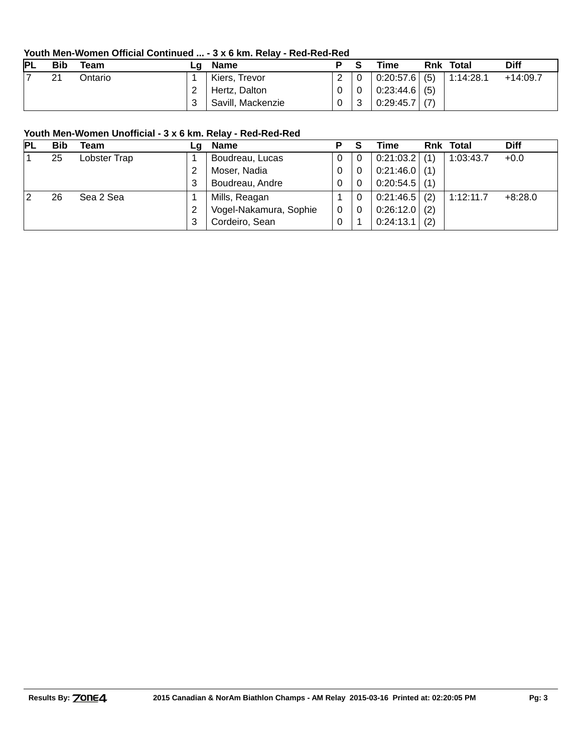### Youth Men-Women Official Continued ... - 3 x 6 km. Relay - Red-Red-Red

| PL | Bib | Team | Lg | Name | P | S | Time | Rnk | Total | Diff |
|---|---|---|---|---|---|---|---|---|---|---|
| 7 | 21 | Ontario | 1 | Kiers, Trevor | 2 | 0 | 0:20:57.6 | (5) | 1:14:28.1 | +14:09.7 |
| | | | 2 | Hertz, Dalton | 0 | 0 | 0:23:44.6 | (5) | | |
| | | | 3 | Savill, Mackenzie | 0 | 3 | 0:29:45.7 | (7) | | |

### Youth Men-Women Unofficial - 3 x 6 km. Relay - Red-Red-Red

| PL | Bib | Team | Lg | Name | P | S | Time | Rnk | Total | Diff |
|---|---|---|---|---|---|---|---|---|---|---|
| 1 | 25 | Lobster Trap | 1 | Boudreau, Lucas | 0 | 0 | 0:21:03.2 | (1) | 1:03:43.7 | +0.0 |
| | | | 2 | Moser, Nadia | 0 | 0 | 0:21:46.0 | (1) | | |
| | | | 3 | Boudreau, Andre | 0 | 0 | 0:20:54.5 | (1) | | |
| 2 | 26 | Sea 2 Sea | 1 | Mills, Reagan | 1 | 0 | 0:21:46.5 | (2) | 1:12:11.7 | +8:28.0 |
| | | | 2 | Vogel-Nakamura, Sophie | 0 | 0 | 0:26:12.0 | (2) | | |
| | | | 3 | Cordeiro, Sean | 0 | 1 | 0:24:13.1 | (2) | | |